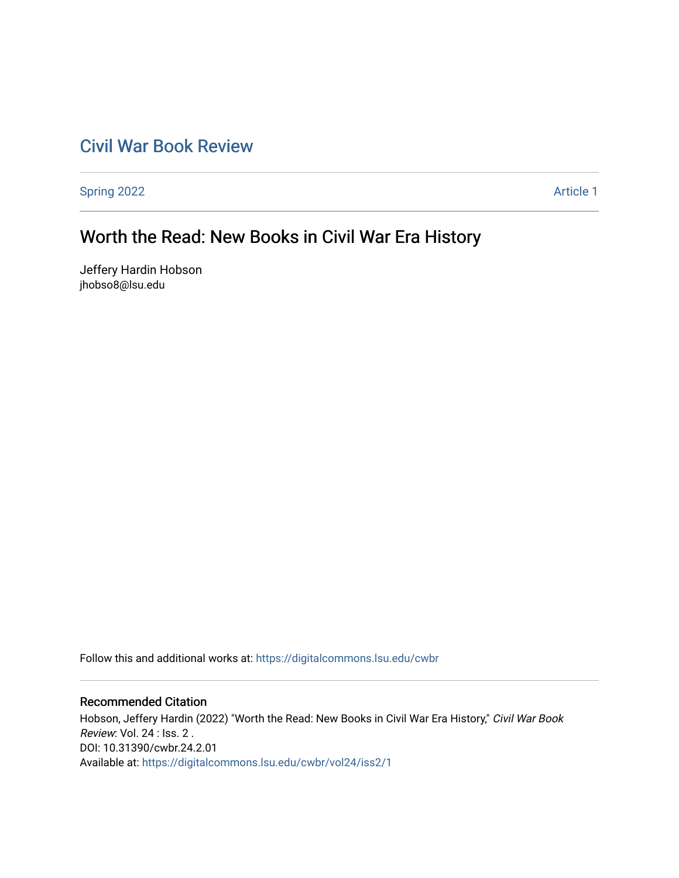# Civil War Book Review

Spring 2022 Article 1

## Worth the Read: New Books in Civil War Era History

Jeffery Hardin Hobson
jhobso8@lsu.edu

Follow this and additional works at: https://digitalcommons.lsu.edu/cwbr

### Recommended Citation

Hobson, Jeffery Hardin (2022) "Worth the Read: New Books in Civil War Era History," *Civil War Book Review*: Vol. 24 : Iss. 2 .
DOI: 10.31390/cwbr.24.2.01
Available at: https://digitalcommons.lsu.edu/cwbr/vol24/iss2/1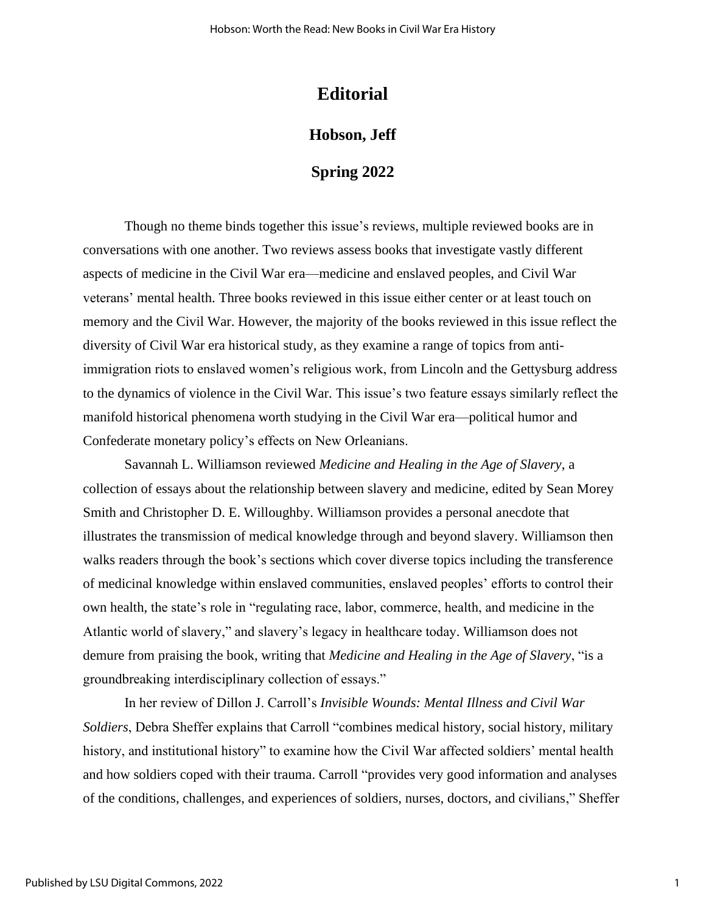# Editorial

## Hobson, Jeff

## Spring 2022

Though no theme binds together this issue's reviews, multiple reviewed books are in conversations with one another. Two reviews assess books that investigate vastly different aspects of medicine in the Civil War era—medicine and enslaved peoples, and Civil War veterans' mental health. Three books reviewed in this issue either center or at least touch on memory and the Civil War. However, the majority of the books reviewed in this issue reflect the diversity of Civil War era historical study, as they examine a range of topics from anti-immigration riots to enslaved women's religious work, from Lincoln and the Gettysburg address to the dynamics of violence in the Civil War. This issue's two feature essays similarly reflect the manifold historical phenomena worth studying in the Civil War era—political humor and Confederate monetary policy's effects on New Orleanians.

Savannah L. Williamson reviewed *Medicine and Healing in the Age of Slavery*, a collection of essays about the relationship between slavery and medicine, edited by Sean Morey Smith and Christopher D. E. Willoughby. Williamson provides a personal anecdote that illustrates the transmission of medical knowledge through and beyond slavery. Williamson then walks readers through the book's sections which cover diverse topics including the transference of medicinal knowledge within enslaved communities, enslaved peoples' efforts to control their own health, the state's role in "regulating race, labor, commerce, health, and medicine in the Atlantic world of slavery," and slavery's legacy in healthcare today. Williamson does not demure from praising the book, writing that *Medicine and Healing in the Age of Slavery*, "is a groundbreaking interdisciplinary collection of essays."

In her review of Dillon J. Carroll's *Invisible Wounds: Mental Illness and Civil War Soldiers*, Debra Sheffer explains that Carroll "combines medical history, social history, military history, and institutional history" to examine how the Civil War affected soldiers' mental health and how soldiers coped with their trauma. Carroll "provides very good information and analyses of the conditions, challenges, and experiences of soldiers, nurses, doctors, and civilians," Sheffer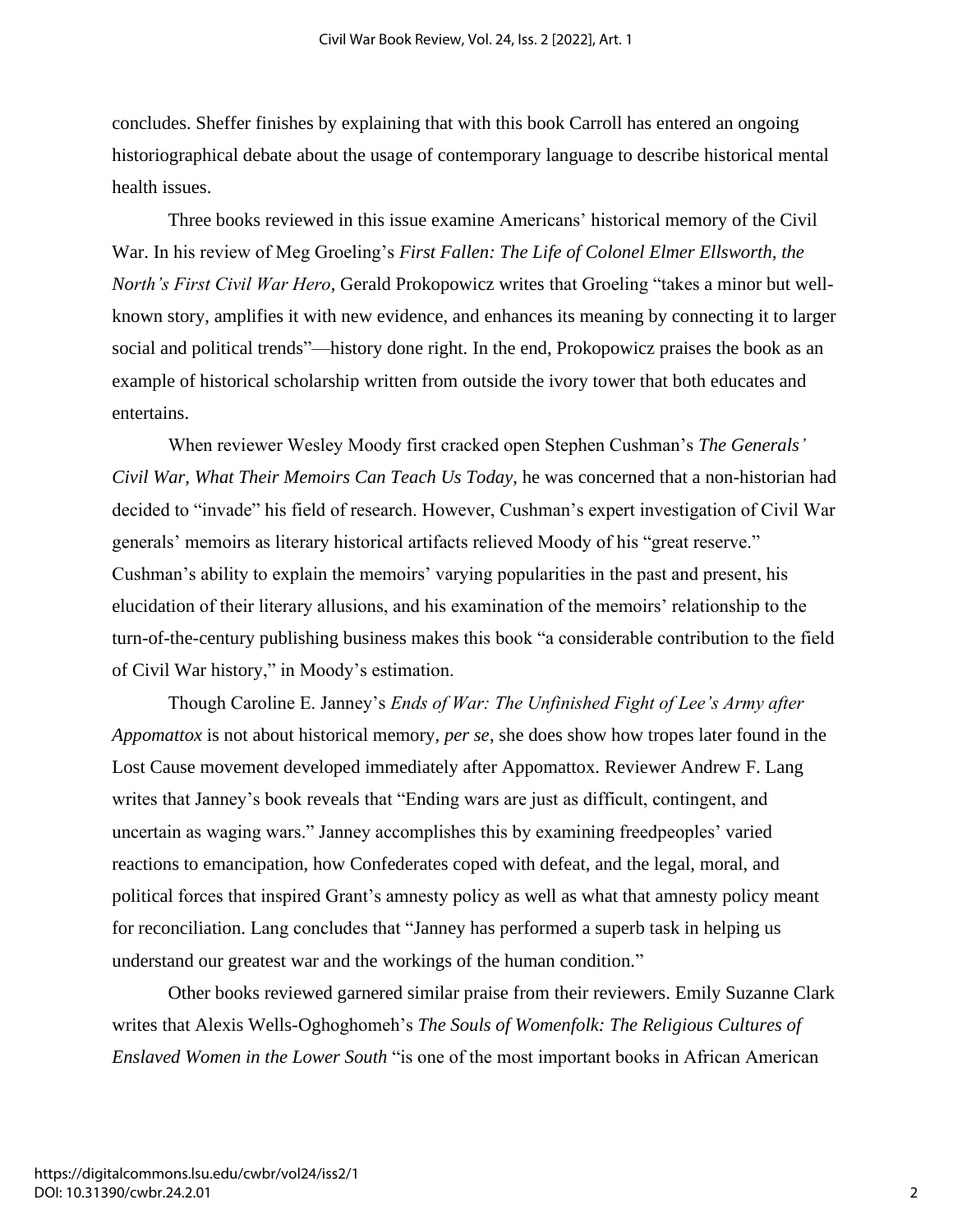concludes. Sheffer finishes by explaining that with this book Carroll has entered an ongoing historiographical debate about the usage of contemporary language to describe historical mental health issues.

Three books reviewed in this issue examine Americans' historical memory of the Civil War. In his review of Meg Groeling's *First Fallen: The Life of Colonel Elmer Ellsworth, the North's First Civil War Hero*, Gerald Prokopowicz writes that Groeling "takes a minor but well-known story, amplifies it with new evidence, and enhances its meaning by connecting it to larger social and political trends"—history done right. In the end, Prokopowicz praises the book as an example of historical scholarship written from outside the ivory tower that both educates and entertains.

When reviewer Wesley Moody first cracked open Stephen Cushman's *The Generals' Civil War, What Their Memoirs Can Teach Us Today*, he was concerned that a non-historian had decided to "invade" his field of research. However, Cushman's expert investigation of Civil War generals' memoirs as literary historical artifacts relieved Moody of his "great reserve." Cushman's ability to explain the memoirs' varying popularities in the past and present, his elucidation of their literary allusions, and his examination of the memoirs' relationship to the turn-of-the-century publishing business makes this book "a considerable contribution to the field of Civil War history," in Moody's estimation.

Though Caroline E. Janney's *Ends of War: The Unfinished Fight of Lee's Army after Appomattox* is not about historical memory, *per se*, she does show how tropes later found in the Lost Cause movement developed immediately after Appomattox. Reviewer Andrew F. Lang writes that Janney's book reveals that "Ending wars are just as difficult, contingent, and uncertain as waging wars." Janney accomplishes this by examining freedpeoples' varied reactions to emancipation, how Confederates coped with defeat, and the legal, moral, and political forces that inspired Grant's amnesty policy as well as what that amnesty policy meant for reconciliation. Lang concludes that "Janney has performed a superb task in helping us understand our greatest war and the workings of the human condition."

Other books reviewed garnered similar praise from their reviewers. Emily Suzanne Clark writes that Alexis Wells-Oghoghomeh's *The Souls of Womenfolk: The Religious Cultures of Enslaved Women in the Lower South* "is one of the most important books in African American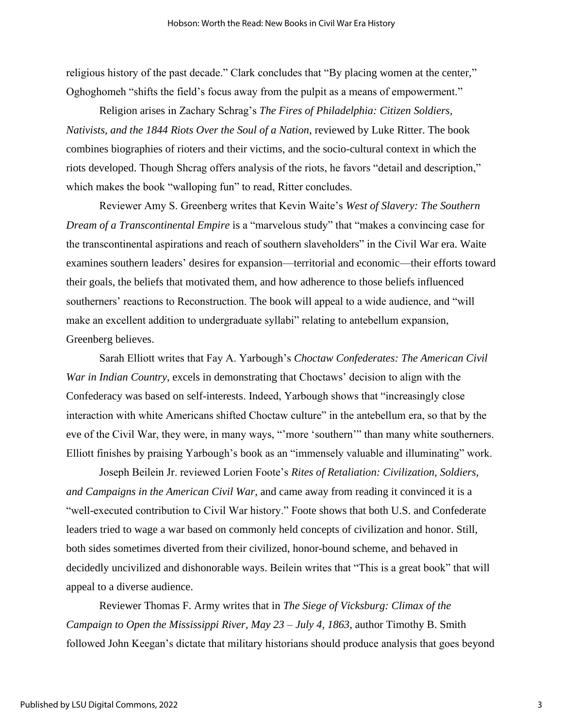religious history of the past decade." Clark concludes that "By placing women at the center," Oghoghomeh "shifts the field's focus away from the pulpit as a means of empowerment."

Religion arises in Zachary Schrag's *The Fires of Philadelphia: Citizen Soldiers, Nativists, and the 1844 Riots Over the Soul of a Nation*, reviewed by Luke Ritter. The book combines biographies of rioters and their victims, and the socio-cultural context in which the riots developed. Though Shcrag offers analysis of the riots, he favors "detail and description," which makes the book "walloping fun" to read, Ritter concludes.

Reviewer Amy S. Greenberg writes that Kevin Waite's *West of Slavery: The Southern Dream of a Transcontinental Empire* is a "marvelous study" that "makes a convincing case for the transcontinental aspirations and reach of southern slaveholders" in the Civil War era. Waite examines southern leaders' desires for expansion—territorial and economic—their efforts toward their goals, the beliefs that motivated them, and how adherence to those beliefs influenced southerners' reactions to Reconstruction. The book will appeal to a wide audience, and "will make an excellent addition to undergraduate syllabi" relating to antebellum expansion, Greenberg believes.

Sarah Elliott writes that Fay A. Yarbough's *Choctaw Confederates: The American Civil War in Indian Country*, excels in demonstrating that Choctaws' decision to align with the Confederacy was based on self-interests. Indeed, Yarbough shows that "increasingly close interaction with white Americans shifted Choctaw culture" in the antebellum era, so that by the eve of the Civil War, they were, in many ways, "'more 'southern'" than many white southerners. Elliott finishes by praising Yarbough's book as an "immensely valuable and illuminating" work.

Joseph Beilein Jr. reviewed Lorien Foote's *Rites of Retaliation: Civilization, Soldiers, and Campaigns in the American Civil War*, and came away from reading it convinced it is a "well-executed contribution to Civil War history." Foote shows that both U.S. and Confederate leaders tried to wage a war based on commonly held concepts of civilization and honor. Still, both sides sometimes diverted from their civilized, honor-bound scheme, and behaved in decidedly uncivilized and dishonorable ways. Beilein writes that "This is a great book" that will appeal to a diverse audience.

Reviewer Thomas F. Army writes that in *The Siege of Vicksburg: Climax of the Campaign to Open the Mississippi River, May 23 – July 4, 1863*, author Timothy B. Smith followed John Keegan's dictate that military historians should produce analysis that goes beyond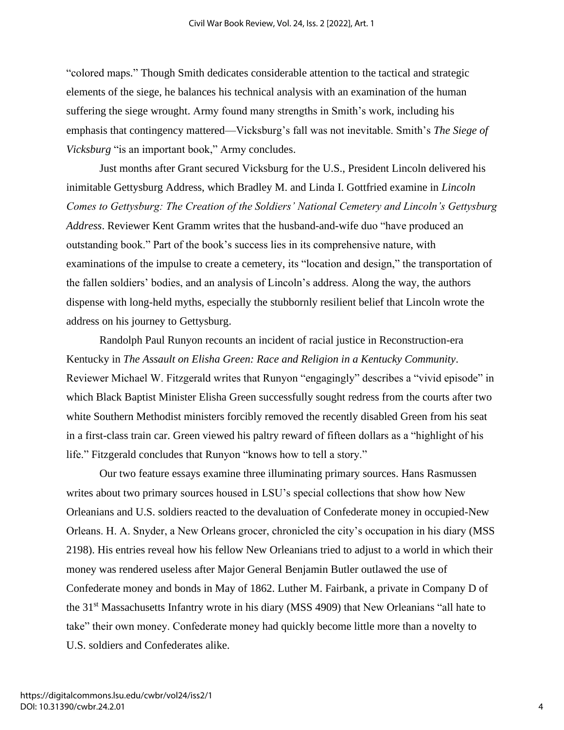"colored maps." Though Smith dedicates considerable attention to the tactical and strategic elements of the siege, he balances his technical analysis with an examination of the human suffering the siege wrought. Army found many strengths in Smith's work, including his emphasis that contingency mattered—Vicksburg's fall was not inevitable. Smith's *The Siege of Vicksburg* "is an important book," Army concludes.

Just months after Grant secured Vicksburg for the U.S., President Lincoln delivered his inimitable Gettysburg Address, which Bradley M. and Linda I. Gottfried examine in *Lincoln Comes to Gettysburg: The Creation of the Soldiers' National Cemetery and Lincoln's Gettysburg Address*. Reviewer Kent Gramm writes that the husband-and-wife duo "have produced an outstanding book." Part of the book's success lies in its comprehensive nature, with examinations of the impulse to create a cemetery, its "location and design," the transportation of the fallen soldiers' bodies, and an analysis of Lincoln's address. Along the way, the authors dispense with long-held myths, especially the stubbornly resilient belief that Lincoln wrote the address on his journey to Gettysburg.

Randolph Paul Runyon recounts an incident of racial justice in Reconstruction-era Kentucky in *The Assault on Elisha Green: Race and Religion in a Kentucky Community*. Reviewer Michael W. Fitzgerald writes that Runyon "engagingly" describes a "vivid episode" in which Black Baptist Minister Elisha Green successfully sought redress from the courts after two white Southern Methodist ministers forcibly removed the recently disabled Green from his seat in a first-class train car. Green viewed his paltry reward of fifteen dollars as a "highlight of his life." Fitzgerald concludes that Runyon "knows how to tell a story."

Our two feature essays examine three illuminating primary sources. Hans Rasmussen writes about two primary sources housed in LSU's special collections that show how New Orleanians and U.S. soldiers reacted to the devaluation of Confederate money in occupied-New Orleans. H. A. Snyder, a New Orleans grocer, chronicled the city's occupation in his diary (MSS 2198). His entries reveal how his fellow New Orleanians tried to adjust to a world in which their money was rendered useless after Major General Benjamin Butler outlawed the use of Confederate money and bonds in May of 1862. Luther M. Fairbank, a private in Company D of the 31st Massachusetts Infantry wrote in his diary (MSS 4909) that New Orleanians "all hate to take" their own money. Confederate money had quickly become little more than a novelty to U.S. soldiers and Confederates alike.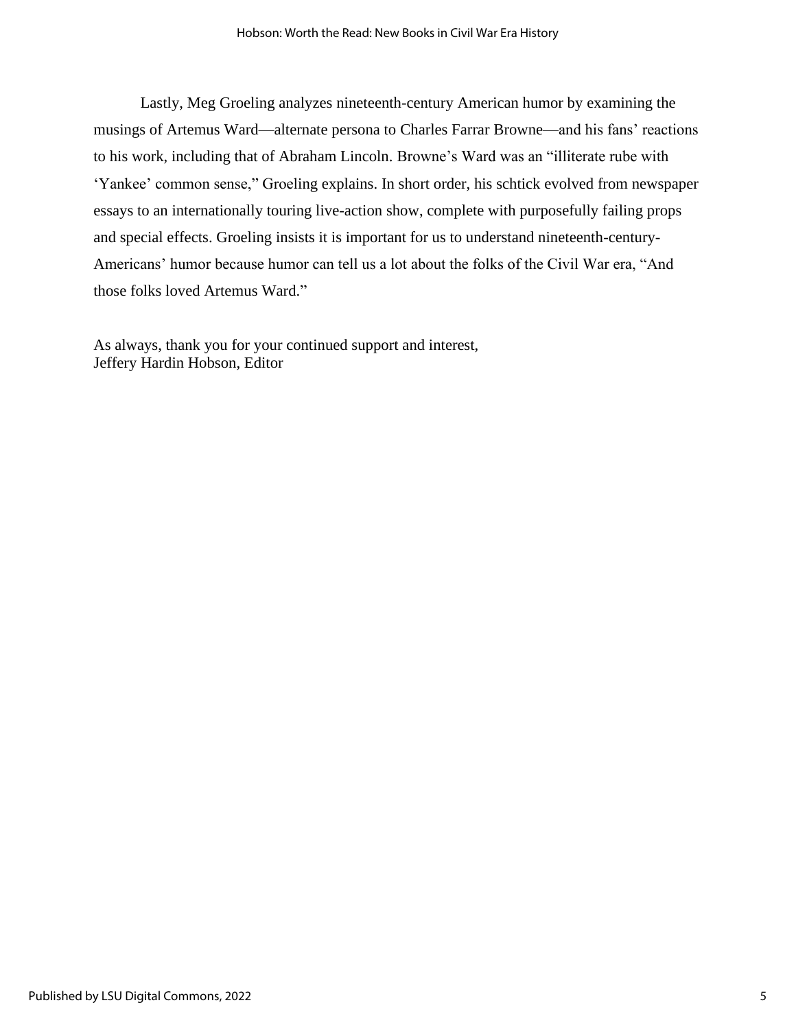Lastly, Meg Groeling analyzes nineteenth-century American humor by examining the musings of Artemus Ward—alternate persona to Charles Farrar Browne—and his fans' reactions to his work, including that of Abraham Lincoln. Browne's Ward was an "illiterate rube with 'Yankee' common sense," Groeling explains. In short order, his schtick evolved from newspaper essays to an internationally touring live-action show, complete with purposefully failing props and special effects. Groeling insists it is important for us to understand nineteenth-century-Americans' humor because humor can tell us a lot about the folks of the Civil War era, "And those folks loved Artemus Ward."

As always, thank you for your continued support and interest,
Jeffery Hardin Hobson, Editor